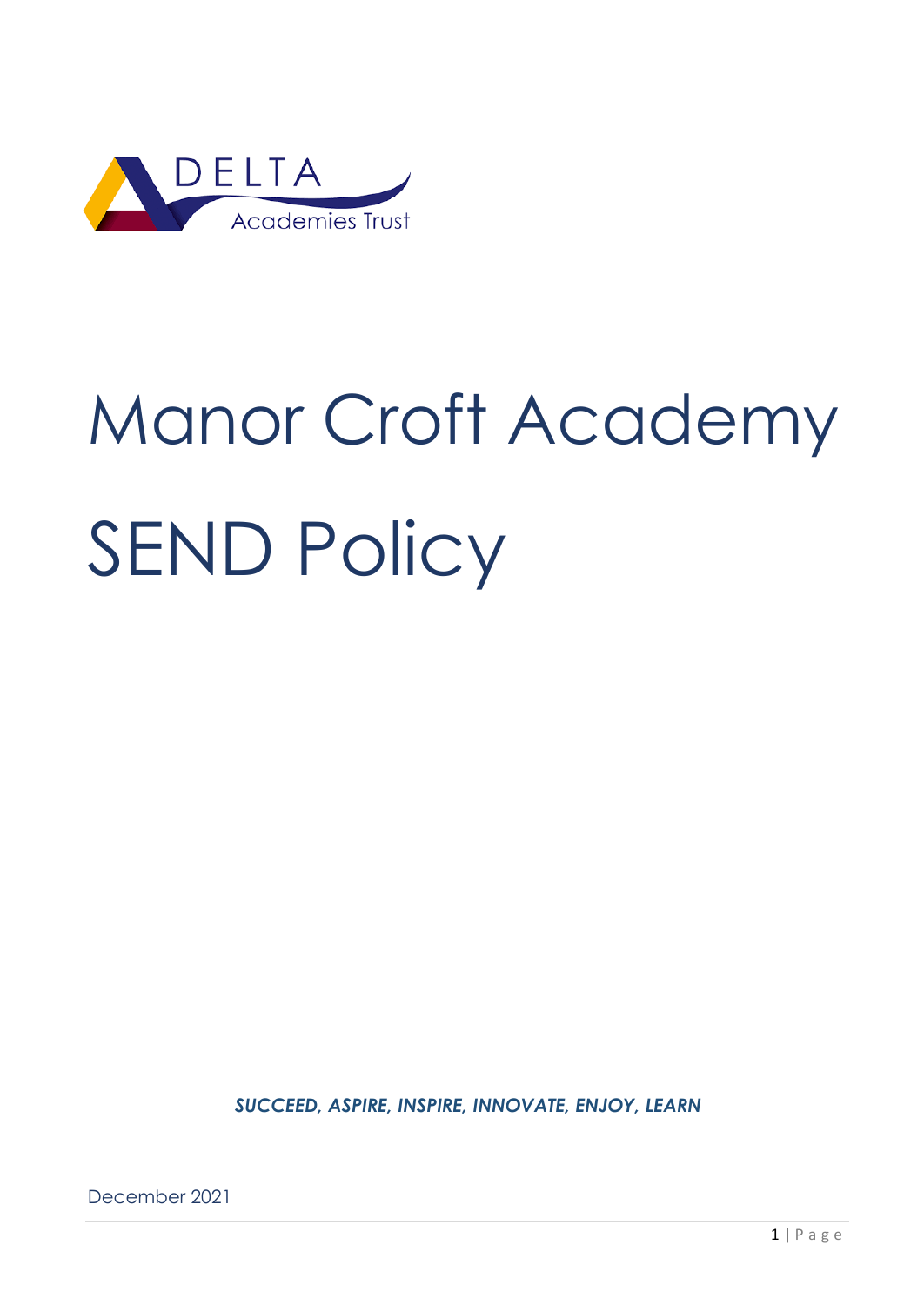DELTA Academies Trust

# Manor Croft Academy SEND Policy

***SUCCEED, ASPIRE, INSPIRE, INNOVATE, ENJOY, LEARN***

December 2021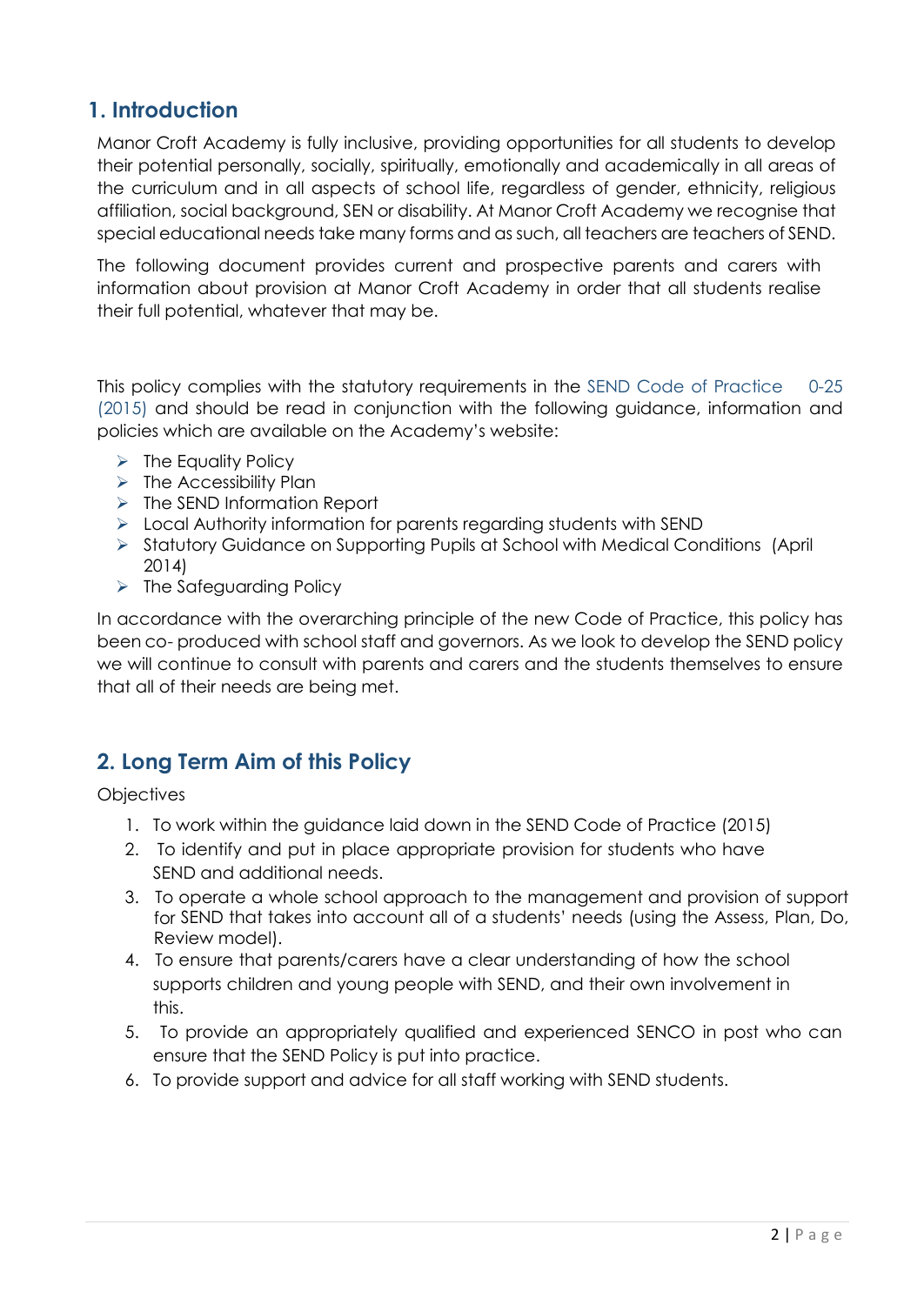## 1. Introduction

Manor Croft Academy is fully inclusive, providing opportunities for all students to develop their potential personally, socially, spiritually, emotionally and academically in all areas of the curriculum and in all aspects of school life, regardless of gender, ethnicity, religious affiliation, social background, SEN or disability. At Manor Croft Academy we recognise that special educational needs take many forms and as such, all teachers are teachers of SEND.

The following document provides current and prospective parents and carers with information about provision at Manor Croft Academy in order that all students realise their full potential, whatever that may be.

This policy complies with the statutory requirements in the SEND Code of Practice 0-25 (2015) and should be read in conjunction with the following guidance, information and policies which are available on the Academy's website:

- The Equality Policy
- The Accessibility Plan
- The SEND Information Report
- Local Authority information for parents regarding students with SEND
- Statutory Guidance on Supporting Pupils at School with Medical Conditions (April 2014)
- The Safeguarding Policy

In accordance with the overarching principle of the new Code of Practice, this policy has been co- produced with school staff and governors. As we look to develop the SEND policy we will continue to consult with parents and carers and the students themselves to ensure that all of their needs are being met.

## 2. Long Term Aim of this Policy

Objectives

1. To work within the guidance laid down in the SEND Code of Practice (2015)
2. To identify and put in place appropriate provision for students who have SEND and additional needs.
3. To operate a whole school approach to the management and provision of support for SEND that takes into account all of a students' needs (using the Assess, Plan, Do, Review model).
4. To ensure that parents/carers have a clear understanding of how the school supports children and young people with SEND, and their own involvement in this.
5. To provide an appropriately qualified and experienced SENCO in post who can ensure that the SEND Policy is put into practice.
6. To provide support and advice for all staff working with SEND students.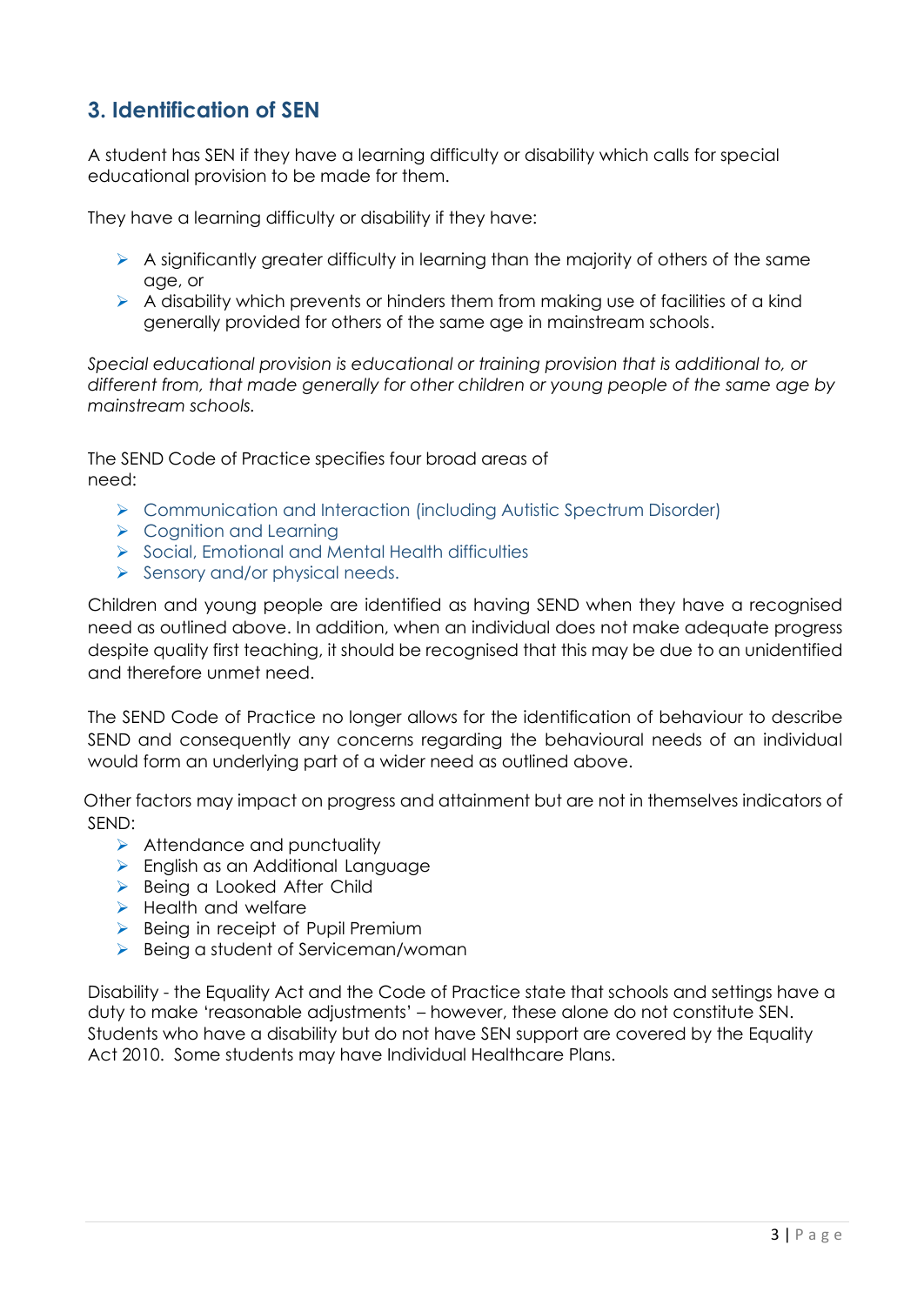## 3. Identification of SEN

A student has SEN if they have a learning difficulty or disability which calls for special educational provision to be made for them.

They have a learning difficulty or disability if they have:

- A significantly greater difficulty in learning than the majority of others of the same age, or
- A disability which prevents or hinders them from making use of facilities of a kind generally provided for others of the same age in mainstream schools.

*Special educational provision is educational or training provision that is additional to, or different from, that made generally for other children or young people of the same age by mainstream schools.*

The SEND Code of Practice specifies four broad areas of need:

- Communication and Interaction (including Autistic Spectrum Disorder)
- Cognition and Learning
- Social, Emotional and Mental Health difficulties
- Sensory and/or physical needs.

Children and young people are identified as having SEND when they have a recognised need as outlined above. In addition, when an individual does not make adequate progress despite quality first teaching, it should be recognised that this may be due to an unidentified and therefore unmet need.

The SEND Code of Practice no longer allows for the identification of behaviour to describe SEND and consequently any concerns regarding the behavioural needs of an individual would form an underlying part of a wider need as outlined above.

Other factors may impact on progress and attainment but are not in themselves indicators of SEND:

- Attendance and punctuality
- English as an Additional Language
- Being a Looked After Child
- Health and welfare
- Being in receipt of Pupil Premium
- Being a student of Serviceman/woman

Disability - the Equality Act and the Code of Practice state that schools and settings have a duty to make 'reasonable adjustments' – however, these alone do not constitute SEN. Students who have a disability but do not have SEN support are covered by the Equality Act 2010. Some students may have Individual Healthcare Plans.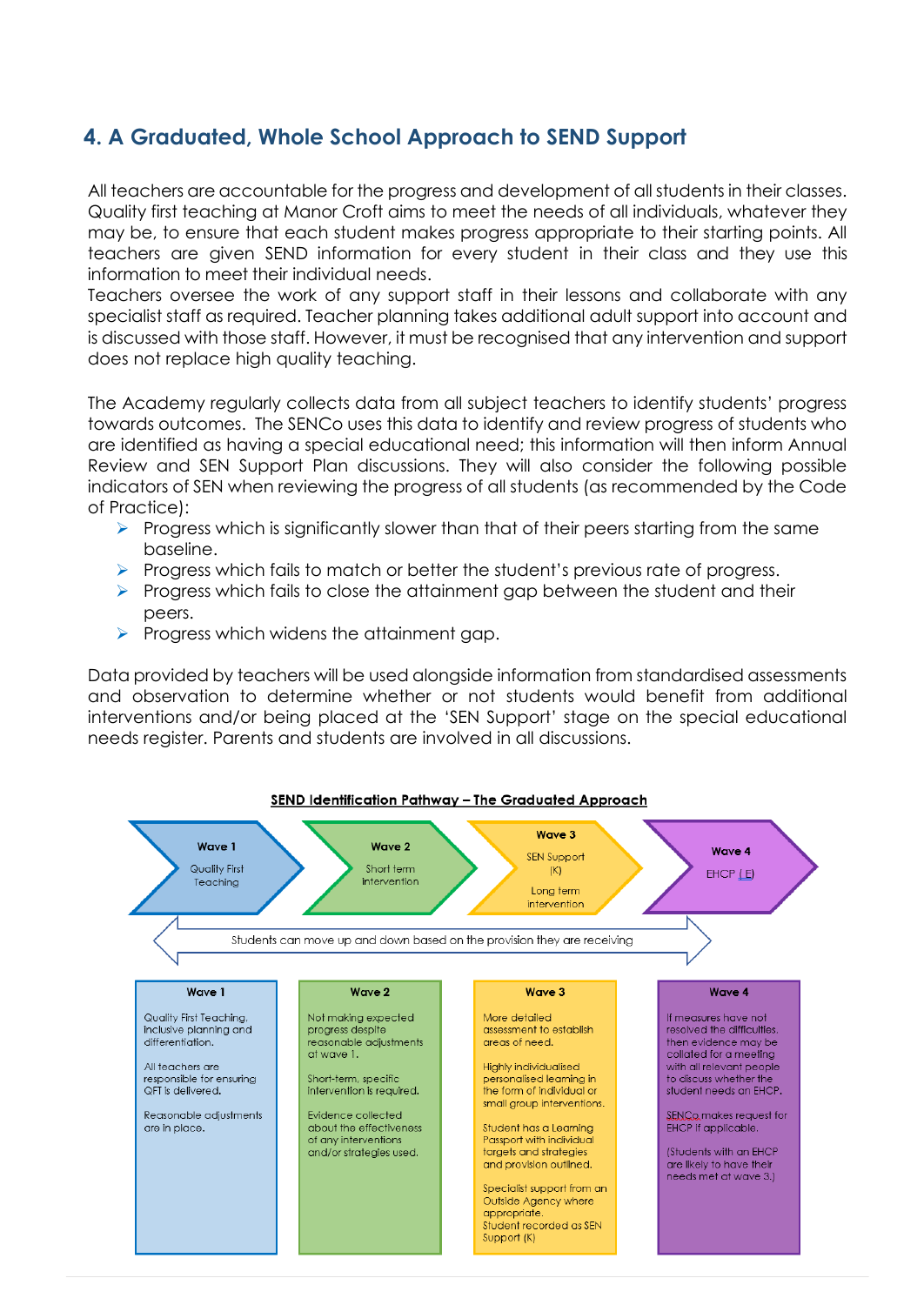## 4. A Graduated, Whole School Approach to SEND Support

All teachers are accountable for the progress and development of all students in their classes. Quality first teaching at Manor Croft aims to meet the needs of all individuals, whatever they may be, to ensure that each student makes progress appropriate to their starting points. All teachers are given SEND information for every student in their class and they use this information to meet their individual needs.
Teachers oversee the work of any support staff in their lessons and collaborate with any specialist staff as required. Teacher planning takes additional adult support into account and is discussed with those staff. However, it must be recognised that any intervention and support does not replace high quality teaching.

The Academy regularly collects data from all subject teachers to identify students' progress towards outcomes. The SENCo uses this data to identify and review progress of students who are identified as having a special educational need; this information will then inform Annual Review and SEN Support Plan discussions. They will also consider the following possible indicators of SEN when reviewing the progress of all students (as recommended by the Code of Practice):

- Progress which is significantly slower than that of their peers starting from the same baseline.
- Progress which fails to match or better the student's previous rate of progress.
- Progress which fails to close the attainment gap between the student and their peers.
- Progress which widens the attainment gap.

Data provided by teachers will be used alongside information from standardised assessments and observation to determine whether or not students would benefit from additional interventions and/or being placed at the 'SEN Support' stage on the special educational needs register. Parents and students are involved in all discussions.

**SEND Identification Pathway – The Graduated Approach**

Wave 1
Quality First Teaching

Wave 2
Short term intervention

Wave 3
SEN Support (K)
Long term intervention

Wave 4
EHCP (E)

Students can move up and down based on the provision they are receiving

| Wave 1 | Wave 2 | Wave 3 | Wave 4 |
|---|---|---|---|
| Quality First Teaching, inclusive planning and differentiation.<br><br>All teachers are responsible for ensuring QFT is delivered.<br><br>Reasonable adjustments are in place. | Not making expected progress despite reasonable adjustments at wave 1.<br><br>Short-term, specific intervention is required.<br><br>Evidence collected about the effectiveness of any interventions and/or strategies used. | More detailed assessment to establish areas of need.<br><br>Highly individualised personalised learning in the form of individual or small group interventions.<br><br>Student has a Learning Passport with individual targets and strategies and provision outlined.<br><br>Specialist support from an Outside Agency where appropriate.<br>Student recorded as SEN Support (K) | If measures have not resolved the difficulties, then evidence may be collated for a meeting with all relevant people to discuss whether the student needs an EHCP.<br><br>SENCo makes request for EHCP if applicable.<br><br>(Students with an EHCP are likely to have their needs met at wave 3.) |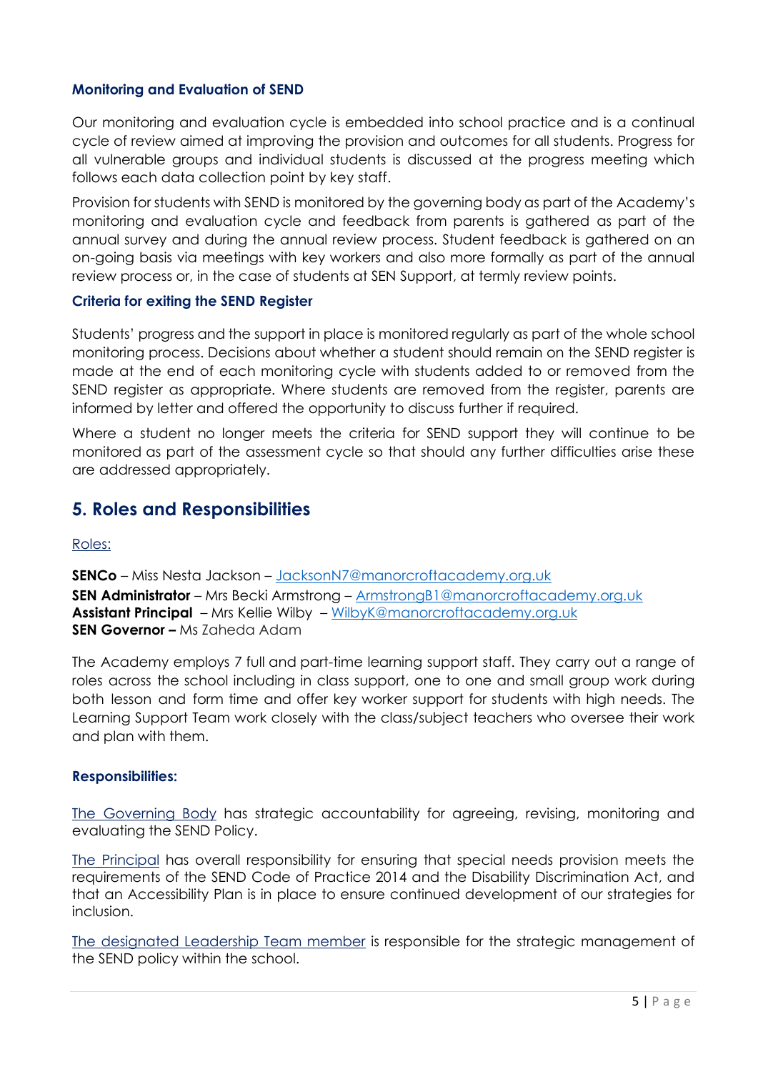### Monitoring and Evaluation of SEND

Our monitoring and evaluation cycle is embedded into school practice and is a continual cycle of review aimed at improving the provision and outcomes for all students. Progress for all vulnerable groups and individual students is discussed at the progress meeting which follows each data collection point by key staff.

Provision for students with SEND is monitored by the governing body as part of the Academy's monitoring and evaluation cycle and feedback from parents is gathered as part of the annual survey and during the annual review process. Student feedback is gathered on an on-going basis via meetings with key workers and also more formally as part of the annual review process or, in the case of students at SEN Support, at termly review points.

### Criteria for exiting the SEND Register

Students' progress and the support in place is monitored regularly as part of the whole school monitoring process. Decisions about whether a student should remain on the SEND register is made at the end of each monitoring cycle with students added to or removed from the SEND register as appropriate. Where students are removed from the register, parents are informed by letter and offered the opportunity to discuss further if required.

Where a student no longer meets the criteria for SEND support they will continue to be monitored as part of the assessment cycle so that should any further difficulties arise these are addressed appropriately.

## 5. Roles and Responsibilities

Roles:

**SENCo** – Miss Nesta Jackson – JacksonN7@manorcroftacademy.org.uk
**SEN Administrator** – Mrs Becki Armstrong – ArmstrongB1@manorcroftacademy.org.uk
**Assistant Principal** – Mrs Kellie Wilby – WilbyK@manorcroftacademy.org.uk
**SEN Governor –** Ms Zaheda Adam

The Academy employs 7 full and part-time learning support staff. They carry out a range of roles across the school including in class support, one to one and small group work during both lesson and form time and offer key worker support for students with high needs. The Learning Support Team work closely with the class/subject teachers who oversee their work and plan with them.

### Responsibilities:

The Governing Body has strategic accountability for agreeing, revising, monitoring and evaluating the SEND Policy.

The Principal has overall responsibility for ensuring that special needs provision meets the requirements of the SEND Code of Practice 2014 and the Disability Discrimination Act, and that an Accessibility Plan is in place to ensure continued development of our strategies for inclusion.

The designated Leadership Team member is responsible for the strategic management of the SEND policy within the school.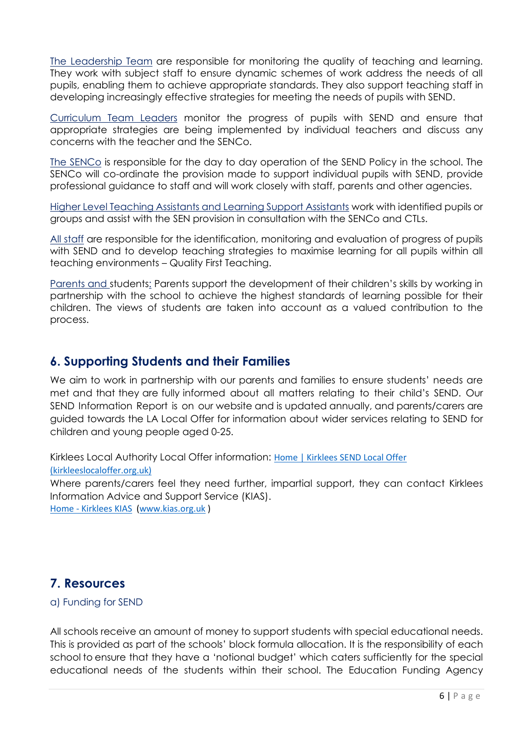The Leadership Team are responsible for monitoring the quality of teaching and learning. They work with subject staff to ensure dynamic schemes of work address the needs of all pupils, enabling them to achieve appropriate standards. They also support teaching staff in developing increasingly effective strategies for meeting the needs of pupils with SEND.

Curriculum Team Leaders monitor the progress of pupils with SEND and ensure that appropriate strategies are being implemented by individual teachers and discuss any concerns with the teacher and the SENCo.

The SENCo is responsible for the day to day operation of the SEND Policy in the school. The SENCo will co-ordinate the provision made to support individual pupils with SEND, provide professional guidance to staff and will work closely with staff, parents and other agencies.

Higher Level Teaching Assistants and Learning Support Assistants work with identified pupils or groups and assist with the SEN provision in consultation with the SENCo and CTLs.

All staff are responsible for the identification, monitoring and evaluation of progress of pupils with SEND and to develop teaching strategies to maximise learning for all pupils within all teaching environments – Quality First Teaching.

Parents and students: Parents support the development of their children's skills by working in partnership with the school to achieve the highest standards of learning possible for their children. The views of students are taken into account as a valued contribution to the process.

## 6. Supporting Students and their Families

We aim to work in partnership with our parents and families to ensure students' needs are met and that they are fully informed about all matters relating to their child's SEND. Our SEND Information Report is on our website and is updated annually, and parents/carers are guided towards the LA Local Offer for information about wider services relating to SEND for children and young people aged 0-25.

Kirklees Local Authority Local Offer information: Home | Kirklees SEND Local Offer (kirkleeslocaloffer.org.uk)
Where parents/carers feel they need further, impartial support, they can contact Kirklees Information Advice and Support Service (KIAS).
Home - Kirklees KIAS (www.kias.org.uk )

## 7. Resources

a) Funding for SEND

All schools receive an amount of money to support students with special educational needs. This is provided as part of the schools' block formula allocation. It is the responsibility of each school to ensure that they have a 'notional budget' which caters sufficiently for the special educational needs of the students within their school. The Education Funding Agency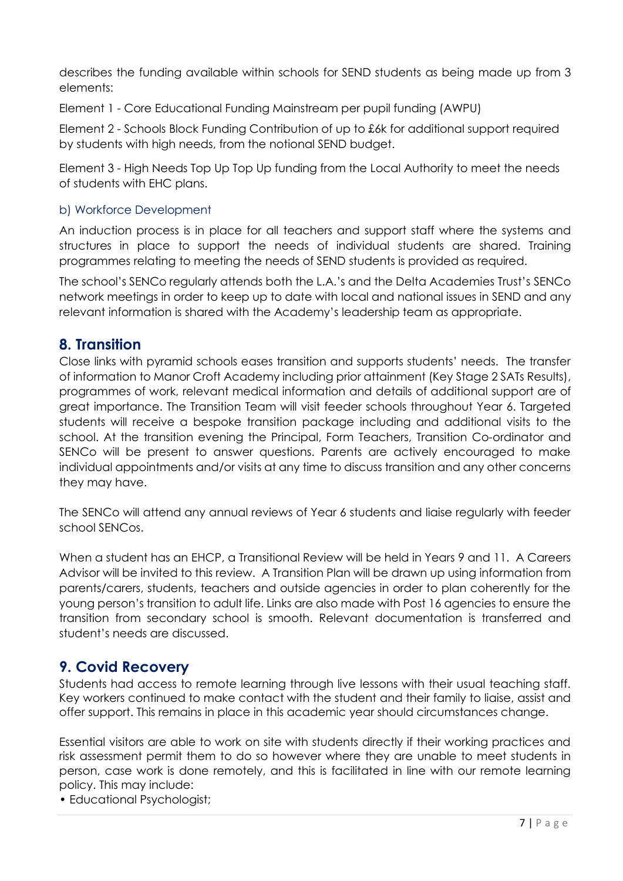describes the funding available within schools for SEND students as being made up from 3 elements:

Element 1 - Core Educational Funding Mainstream per pupil funding (AWPU)

Element 2 - Schools Block Funding Contribution of up to £6k for additional support required by students with high needs, from the notional SEND budget.

Element 3 - High Needs Top Up Top Up funding from the Local Authority to meet the needs of students with EHC plans.

### b) Workforce Development

An induction process is in place for all teachers and support staff where the systems and structures in place to support the needs of individual students are shared. Training programmes relating to meeting the needs of SEND students is provided as required.

The school's SENCo regularly attends both the L.A.'s and the Delta Academies Trust's SENCo network meetings in order to keep up to date with local and national issues in SEND and any relevant information is shared with the Academy's leadership team as appropriate.

## 8. Transition

Close links with pyramid schools eases transition and supports students' needs. The transfer of information to Manor Croft Academy including prior attainment (Key Stage 2 SATs Results), programmes of work, relevant medical information and details of additional support are of great importance. The Transition Team will visit feeder schools throughout Year 6. Targeted students will receive a bespoke transition package including and additional visits to the school. At the transition evening the Principal, Form Teachers, Transition Co-ordinator and SENCo will be present to answer questions. Parents are actively encouraged to make individual appointments and/or visits at any time to discuss transition and any other concerns they may have.

The SENCo will attend any annual reviews of Year 6 students and liaise regularly with feeder school SENCos.

When a student has an EHCP, a Transitional Review will be held in Years 9 and 11. A Careers Advisor will be invited to this review. A Transition Plan will be drawn up using information from parents/carers, students, teachers and outside agencies in order to plan coherently for the young person's transition to adult life. Links are also made with Post 16 agencies to ensure the transition from secondary school is smooth. Relevant documentation is transferred and student's needs are discussed.

## 9. Covid Recovery

Students had access to remote learning through live lessons with their usual teaching staff. Key workers continued to make contact with the student and their family to liaise, assist and offer support. This remains in place in this academic year should circumstances change.

Essential visitors are able to work on site with students directly if their working practices and risk assessment permit them to do so however where they are unable to meet students in person, case work is done remotely, and this is facilitated in line with our remote learning policy. This may include:

- Educational Psychologist;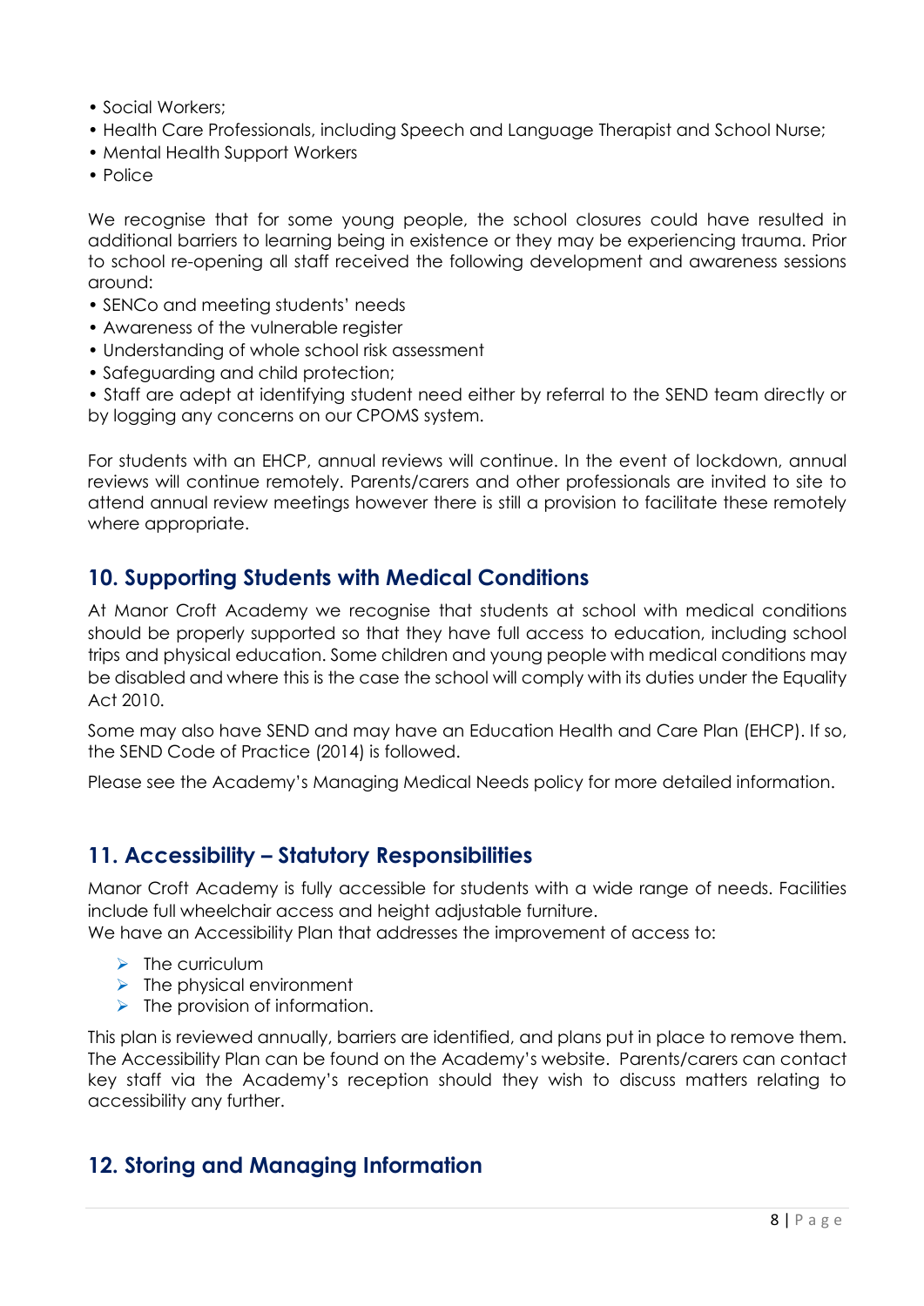- Social Workers;
- Health Care Professionals, including Speech and Language Therapist and School Nurse;
- Mental Health Support Workers
- Police

We recognise that for some young people, the school closures could have resulted in additional barriers to learning being in existence or they may be experiencing trauma. Prior to school re-opening all staff received the following development and awareness sessions around:

- SENCo and meeting students' needs
- Awareness of the vulnerable register
- Understanding of whole school risk assessment
- Safeguarding and child protection;
- Staff are adept at identifying student need either by referral to the SEND team directly or by logging any concerns on our CPOMS system.

For students with an EHCP, annual reviews will continue. In the event of lockdown, annual reviews will continue remotely. Parents/carers and other professionals are invited to site to attend annual review meetings however there is still a provision to facilitate these remotely where appropriate.

## 10. Supporting Students with Medical Conditions

At Manor Croft Academy we recognise that students at school with medical conditions should be properly supported so that they have full access to education, including school trips and physical education. Some children and young people with medical conditions may be disabled and where this is the case the school will comply with its duties under the Equality Act 2010.

Some may also have SEND and may have an Education Health and Care Plan (EHCP). If so, the SEND Code of Practice (2014) is followed.

Please see the Academy's Managing Medical Needs policy for more detailed information.

## 11. Accessibility – Statutory Responsibilities

Manor Croft Academy is fully accessible for students with a wide range of needs. Facilities include full wheelchair access and height adjustable furniture.
We have an Accessibility Plan that addresses the improvement of access to:

- The curriculum
- The physical environment
- The provision of information.

This plan is reviewed annually, barriers are identified, and plans put in place to remove them. The Accessibility Plan can be found on the Academy's website. Parents/carers can contact key staff via the Academy's reception should they wish to discuss matters relating to accessibility any further.

## 12. Storing and Managing Information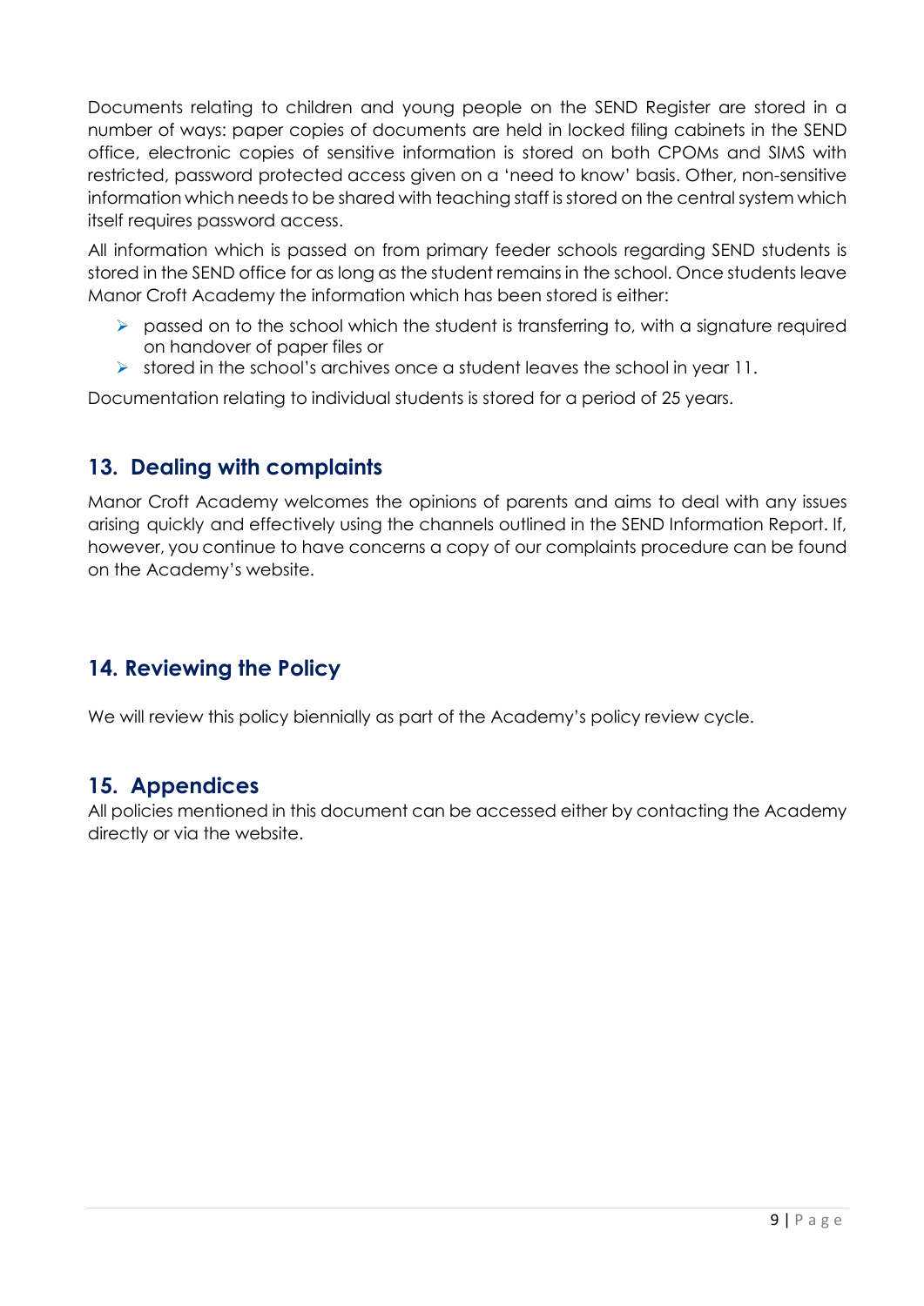Documents relating to children and young people on the SEND Register are stored in a number of ways: paper copies of documents are held in locked filing cabinets in the SEND office, electronic copies of sensitive information is stored on both CPOMs and SIMS with restricted, password protected access given on a 'need to know' basis. Other, non-sensitive information which needs to be shared with teaching staff is stored on the central system which itself requires password access.

All information which is passed on from primary feeder schools regarding SEND students is stored in the SEND office for as long as the student remains in the school. Once students leave Manor Croft Academy the information which has been stored is either:

- passed on to the school which the student is transferring to, with a signature required on handover of paper files or
- stored in the school's archives once a student leaves the school in year 11.

Documentation relating to individual students is stored for a period of 25 years.

## 13. Dealing with complaints

Manor Croft Academy welcomes the opinions of parents and aims to deal with any issues arising quickly and effectively using the channels outlined in the SEND Information Report. If, however, you continue to have concerns a copy of our complaints procedure can be found on the Academy's website.

## 14. Reviewing the Policy

We will review this policy biennially as part of the Academy's policy review cycle.

## 15. Appendices

All policies mentioned in this document can be accessed either by contacting the Academy directly or via the website.